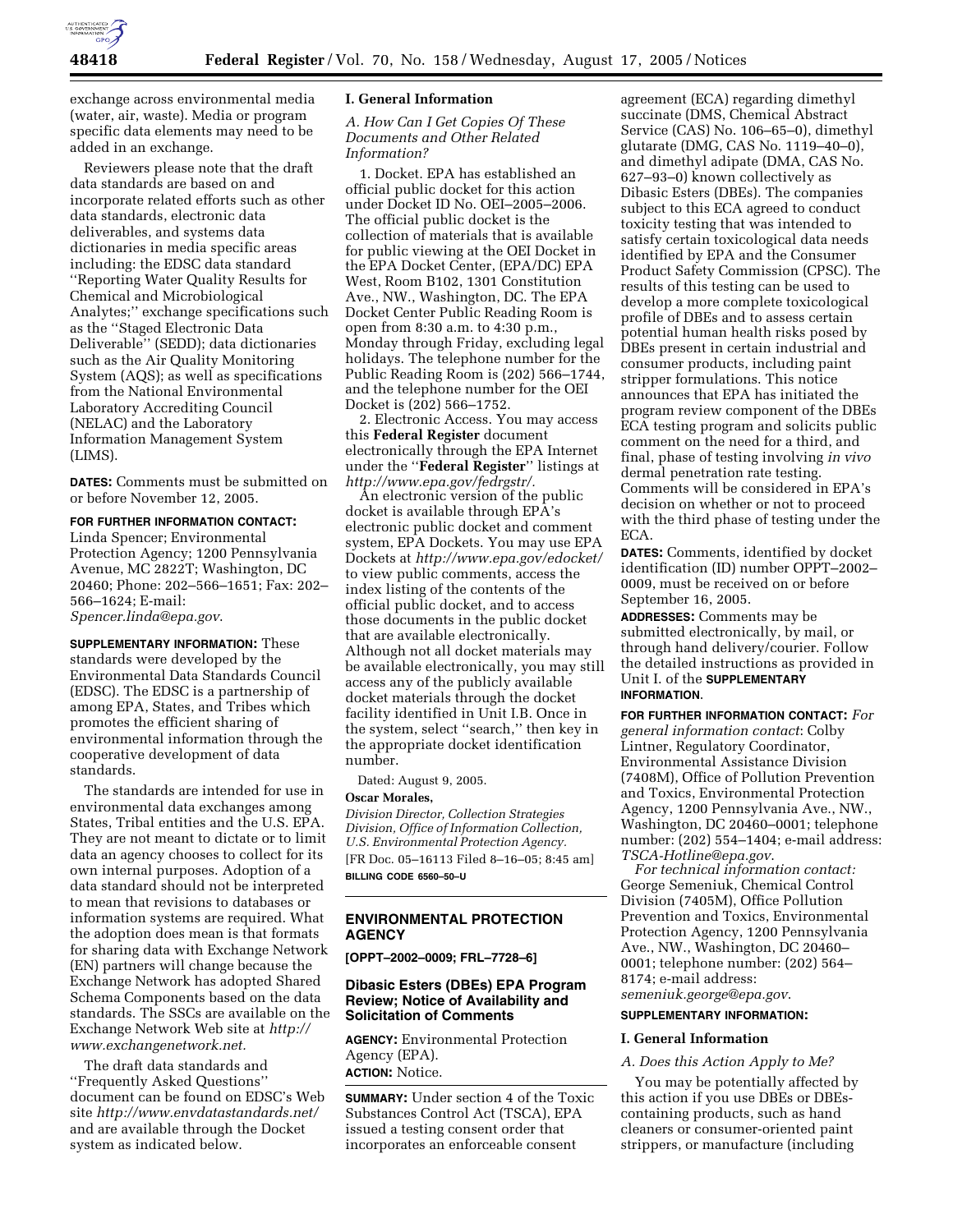exchange across environmental media (water, air, waste). Media or program specific data elements may need to be added in an exchange.

Reviewers please note that the draft data standards are based on and incorporate related efforts such as other data standards, electronic data deliverables, and systems data dictionaries in media specific areas including: the EDSC data standard ''Reporting Water Quality Results for Chemical and Microbiological Analytes;'' exchange specifications such as the ''Staged Electronic Data Deliverable'' (SEDD); data dictionaries such as the Air Quality Monitoring System (AQS); as well as specifications from the National Environmental Laboratory Accrediting Council (NELAC) and the Laboratory Information Management System (LIMS).

**DATES:** Comments must be submitted on or before November 12, 2005.

**FOR FURTHER INFORMATION CONTACT:** Linda Spencer; Environmental Protection Agency; 1200 Pennsylvania Avenue, MC 2822T; Washington, DC 20460; Phone: 202–566–1651; Fax: 202–566–1624; E-mail: *Spencer.linda@epa.gov*.

**SUPPLEMENTARY INFORMATION:** These standards were developed by the Environmental Data Standards Council (EDSC). The EDSC is a partnership of among EPA, States, and Tribes which promotes the efficient sharing of environmental information through the cooperative development of data standards.

The standards are intended for use in environmental data exchanges among States, Tribal entities and the U.S. EPA. They are not meant to dictate or to limit data an agency chooses to collect for its own internal purposes. Adoption of a data standard should not be interpreted to mean that revisions to databases or information systems are required. What the adoption does mean is that formats for sharing data with Exchange Network (EN) partners will change because the Exchange Network has adopted Shared Schema Components based on the data standards. The SSCs are available on the Exchange Network Web site at *http://www.exchangenetwork.net.*

The draft data standards and ''Frequently Asked Questions'' document can be found on EDSC's Web site *http://www.envdatastandards.net/* and are available through the Docket system as indicated below.

## I. General Information

### A. How Can I Get Copies Of These Documents and Other Related Information?

1. Docket. EPA has established an official public docket for this action under Docket ID No. OEI–2005–2006. The official public docket is the collection of materials that is available for public viewing at the OEI Docket in the EPA Docket Center, (EPA/DC) EPA West, Room B102, 1301 Constitution Ave., NW., Washington, DC. The EPA Docket Center Public Reading Room is open from 8:30 a.m. to 4:30 p.m., Monday through Friday, excluding legal holidays. The telephone number for the Public Reading Room is (202) 566–1744, and the telephone number for the OEI Docket is (202) 566–1752.

2. Electronic Access. You may access this **Federal Register** document electronically through the EPA Internet under the ''**Federal Register**'' listings at *http://www.epa.gov/fedrgstr/.*

An electronic version of the public docket is available through EPA's electronic public docket and comment system, EPA Dockets. You may use EPA Dockets at *http://www.epa.gov/edocket/* to view public comments, access the index listing of the contents of the official public docket, and to access those documents in the public docket that are available electronically. Although not all docket materials may be available electronically, you may still access any of the publicly available docket materials through the docket facility identified in Unit I.B. Once in the system, select ''search,'' then key in the appropriate docket identification number.

Dated: August 9, 2005.

**Oscar Morales,**

*Division Director, Collection Strategies Division, Office of Information Collection, U.S. Environmental Protection Agency.*

[FR Doc. 05–16113 Filed 8–16–05; 8:45 am]

**BILLING CODE 6560–50–U**

---

## ENVIRONMENTAL PROTECTION AGENCY

**[OPPT–2002–0009; FRL–7728–6]**

## Dibasic Esters (DBEs) EPA Program Review; Notice of Availability and Solicitation of Comments

**AGENCY:** Environmental Protection Agency (EPA).

**ACTION:** Notice.

**SUMMARY:** Under section 4 of the Toxic Substances Control Act (TSCA), EPA issued a testing consent order that incorporates an enforceable consent agreement (ECA) regarding dimethyl succinate (DMS, Chemical Abstract Service (CAS) No. 106–65–0), dimethyl glutarate (DMG, CAS No. 1119–40–0), and dimethyl adipate (DMA, CAS No. 627–93–0) known collectively as Dibasic Esters (DBEs). The companies subject to this ECA agreed to conduct toxicity testing that was intended to satisfy certain toxicological data needs identified by EPA and the Consumer Product Safety Commission (CPSC). The results of this testing can be used to develop a more complete toxicological profile of DBEs and to assess certain potential human health risks posed by DBEs present in certain industrial and consumer products, including paint stripper formulations. This notice announces that EPA has initiated the program review component of the DBEs ECA testing program and solicits public comment on the need for a third, and final, phase of testing involving *in vivo* dermal penetration rate testing. Comments will be considered in EPA's decision on whether or not to proceed with the third phase of testing under the ECA.

**DATES:** Comments, identified by docket identification (ID) number OPPT–2002–0009, must be received on or before September 16, 2005.

**ADDRESSES:** Comments may be submitted electronically, by mail, or through hand delivery/courier. Follow the detailed instructions as provided in Unit I. of the **SUPPLEMENTARY INFORMATION.**

**FOR FURTHER INFORMATION CONTACT:** *For general information contact*: Colby Lintner, Regulatory Coordinator, Environmental Assistance Division (7408M), Office of Pollution Prevention and Toxics, Environmental Protection Agency, 1200 Pennsylvania Ave., NW., Washington, DC 20460–0001; telephone number: (202) 554–1404; e-mail address: *TSCA-Hotline@epa.gov*.

*For technical information contact:* George Semeniuk, Chemical Control Division (7405M), Office Pollution Prevention and Toxics, Environmental Protection Agency, 1200 Pennsylvania Ave., NW., Washington, DC 20460–0001; telephone number: (202) 564–8174; e-mail address: *semeniuk.george@epa.gov*.

**SUPPLEMENTARY INFORMATION:**

## I. General Information

### A. Does this Action Apply to Me?

You may be potentially affected by this action if you use DBEs or DBEs-containing products, such as hand cleaners or consumer-oriented paint strippers, or manufacture (including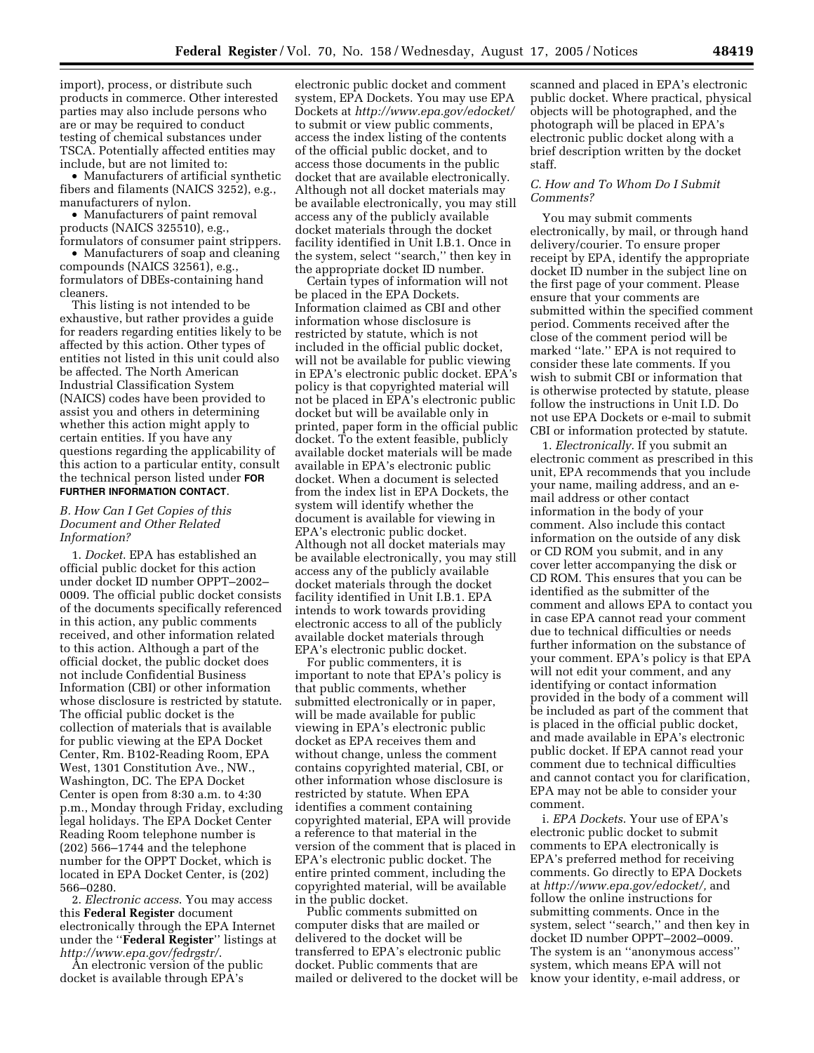import), process, or distribute such products in commerce. Other interested parties may also include persons who are or may be required to conduct testing of chemical substances under TSCA. Potentially affected entities may include, but are not limited to:

- Manufacturers of artificial synthetic fibers and filaments (NAICS 3252), e.g., manufacturers of nylon.
- Manufacturers of paint removal products (NAICS 325510), e.g., formulators of consumer paint strippers.
- Manufacturers of soap and cleaning compounds (NAICS 32561), e.g., formulators of DBEs-containing hand cleaners.

This listing is not intended to be exhaustive, but rather provides a guide for readers regarding entities likely to be affected by this action. Other types of entities not listed in this unit could also be affected. The North American Industrial Classification System (NAICS) codes have been provided to assist you and others in determining whether this action might apply to certain entities. If you have any questions regarding the applicability of this action to a particular entity, consult the technical person listed under **FOR FURTHER INFORMATION CONTACT**.

### *B. How Can I Get Copies of this Document and Other Related Information?*

1. *Docket*. EPA has established an official public docket for this action under docket ID number OPPT–2002–0009. The official public docket consists of the documents specifically referenced in this action, any public comments received, and other information related to this action. Although a part of the official docket, the public docket does not include Confidential Business Information (CBI) or other information whose disclosure is restricted by statute. The official public docket is the collection of materials that is available for public viewing at the EPA Docket Center, Rm. B102-Reading Room, EPA West, 1301 Constitution Ave., NW., Washington, DC. The EPA Docket Center is open from 8:30 a.m. to 4:30 p.m., Monday through Friday, excluding legal holidays. The EPA Docket Center Reading Room telephone number is (202) 566–1744 and the telephone number for the OPPT Docket, which is located in EPA Docket Center, is (202) 566–0280.

2. *Electronic access*. You may access this **Federal Register** document electronically through the EPA Internet under the ''**Federal Register**'' listings at *http://www.epa.gov/fedrgstr/*.

An electronic version of the public docket is available through EPA's electronic public docket and comment system, EPA Dockets. You may use EPA Dockets at *http://www.epa.gov/edocket/* to submit or view public comments, access the index listing of the contents of the official public docket, and to access those documents in the public docket that are available electronically. Although not all docket materials may be available electronically, you may still access any of the publicly available docket materials through the docket facility identified in Unit I.B.1. Once in the system, select ''search,'' then key in the appropriate docket ID number.

Certain types of information will not be placed in the EPA Dockets. Information claimed as CBI and other information whose disclosure is restricted by statute, which is not included in the official public docket, will not be available for public viewing in EPA's electronic public docket. EPA's policy is that copyrighted material will not be placed in EPA's electronic public docket but will be available only in printed, paper form in the official public docket. To the extent feasible, publicly available docket materials will be made available in EPA's electronic public docket. When a document is selected from the index list in EPA Dockets, the system will identify whether the document is available for viewing in EPA's electronic public docket. Although not all docket materials may be available electronically, you may still access any of the publicly available docket materials through the docket facility identified in Unit I.B.1. EPA intends to work towards providing electronic access to all of the publicly available docket materials through EPA's electronic public docket.

For public commenters, it is important to note that EPA's policy is that public comments, whether submitted electronically or in paper, will be made available for public viewing in EPA's electronic public docket as EPA receives them and without change, unless the comment contains copyrighted material, CBI, or other information whose disclosure is restricted by statute. When EPA identifies a comment containing copyrighted material, EPA will provide a reference to that material in the version of the comment that is placed in EPA's electronic public docket. The entire printed comment, including the copyrighted material, will be available in the public docket.

Public comments submitted on computer disks that are mailed or delivered to the docket will be transferred to EPA's electronic public docket. Public comments that are mailed or delivered to the docket will be scanned and placed in EPA's electronic public docket. Where practical, physical objects will be photographed, and the photograph will be placed in EPA's electronic public docket along with a brief description written by the docket staff.

### *C. How and To Whom Do I Submit Comments?*

You may submit comments electronically, by mail, or through hand delivery/courier. To ensure proper receipt by EPA, identify the appropriate docket ID number in the subject line on the first page of your comment. Please ensure that your comments are submitted within the specified comment period. Comments received after the close of the comment period will be marked ''late.'' EPA is not required to consider these late comments. If you wish to submit CBI or information that is otherwise protected by statute, please follow the instructions in Unit I.D. Do not use EPA Dockets or e-mail to submit CBI or information protected by statute.

1. *Electronically*. If you submit an electronic comment as prescribed in this unit, EPA recommends that you include your name, mailing address, and an e-mail address or other contact information in the body of your comment. Also include this contact information on the outside of any disk or CD ROM you submit, and in any cover letter accompanying the disk or CD ROM. This ensures that you can be identified as the submitter of the comment and allows EPA to contact you in case EPA cannot read your comment due to technical difficulties or needs further information on the substance of your comment. EPA's policy is that EPA will not edit your comment, and any identifying or contact information provided in the body of a comment will be included as part of the comment that is placed in the official public docket, and made available in EPA's electronic public docket. If EPA cannot read your comment due to technical difficulties and cannot contact you for clarification, EPA may not be able to consider your comment.

i. *EPA Dockets*. Your use of EPA's electronic public docket to submit comments to EPA electronically is EPA's preferred method for receiving comments. Go directly to EPA Dockets at *http://www.epa.gov/edocket/*, and follow the online instructions for submitting comments. Once in the system, select ''search,'' and then key in docket ID number OPPT–2002–0009. The system is an ''anonymous access'' system, which means EPA will not know your identity, e-mail address, or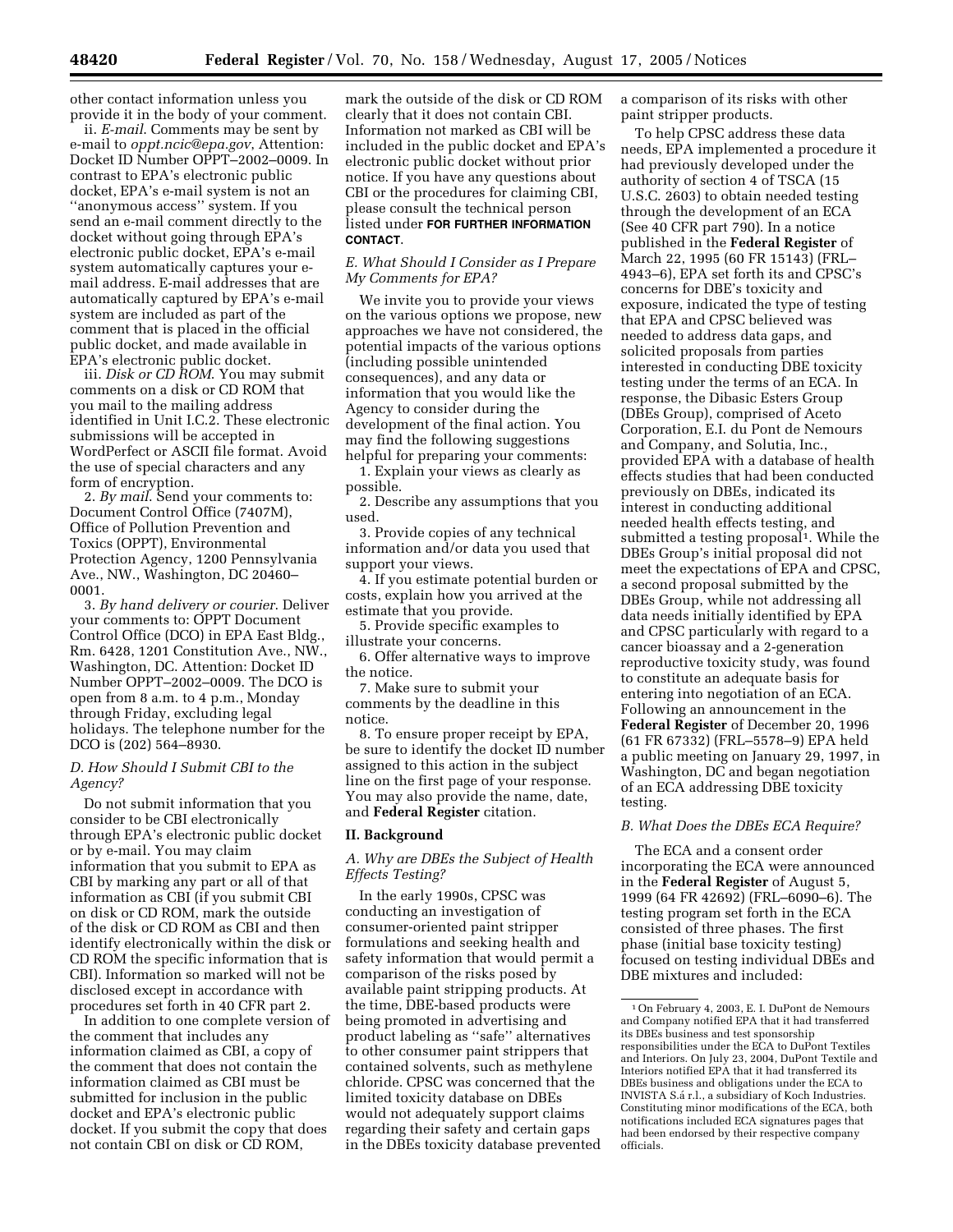other contact information unless you provide it in the body of your comment.

ii. *E-mail*. Comments may be sent by e-mail to *oppt.ncic@epa.gov*, Attention: Docket ID Number OPPT–2002–0009. In contrast to EPA's electronic public docket, EPA's e-mail system is not an ''anonymous access'' system. If you send an e-mail comment directly to the docket without going through EPA's electronic public docket, EPA's e-mail system automatically captures your e-mail address. E-mail addresses that are automatically captured by EPA's e-mail system are included as part of the comment that is placed in the official public docket, and made available in EPA's electronic public docket.

iii. *Disk or CD ROM*. You may submit comments on a disk or CD ROM that you mail to the mailing address identified in Unit I.C.2. These electronic submissions will be accepted in WordPerfect or ASCII file format. Avoid the use of special characters and any form of encryption.

2. *By mail*. Send your comments to: Document Control Office (7407M), Office of Pollution Prevention and Toxics (OPPT), Environmental Protection Agency, 1200 Pennsylvania Ave., NW., Washington, DC 20460–0001.

3. *By hand delivery or courier*. Deliver your comments to: OPPT Document Control Office (DCO) in EPA East Bldg., Rm. 6428, 1201 Constitution Ave., NW., Washington, DC. Attention: Docket ID Number OPPT–2002–0009. The DCO is open from 8 a.m. to 4 p.m., Monday through Friday, excluding legal holidays. The telephone number for the DCO is (202) 564–8930.

### *D. How Should I Submit CBI to the Agency?*

Do not submit information that you consider to be CBI electronically through EPA's electronic public docket or by e-mail. You may claim information that you submit to EPA as CBI by marking any part or all of that information as CBI (if you submit CBI on disk or CD ROM, mark the outside of the disk or CD ROM as CBI and then identify electronically within the disk or CD ROM the specific information that is CBI). Information so marked will not be disclosed except in accordance with procedures set forth in 40 CFR part 2.

In addition to one complete version of the comment that includes any information claimed as CBI, a copy of the comment that does not contain the information claimed as CBI must be submitted for inclusion in the public docket and EPA's electronic public docket. If you submit the copy that does not contain CBI on disk or CD ROM, mark the outside of the disk or CD ROM clearly that it does not contain CBI. Information not marked as CBI will be included in the public docket and EPA's electronic public docket without prior notice. If you have any questions about CBI or the procedures for claiming CBI, please consult the technical person listed under **FOR FURTHER INFORMATION CONTACT**.

### *E. What Should I Consider as I Prepare My Comments for EPA?*

We invite you to provide your views on the various options we propose, new approaches we have not considered, the potential impacts of the various options (including possible unintended consequences), and any data or information that you would like the Agency to consider during the development of the final action. You may find the following suggestions helpful for preparing your comments:

1. Explain your views as clearly as possible.

2. Describe any assumptions that you used.

3. Provide copies of any technical information and/or data you used that support your views.

4. If you estimate potential burden or costs, explain how you arrived at the estimate that you provide.

5. Provide specific examples to illustrate your concerns.

6. Offer alternative ways to improve the notice.

7. Make sure to submit your comments by the deadline in this notice.

8. To ensure proper receipt by EPA, be sure to identify the docket ID number assigned to this action in the subject line on the first page of your response. You may also provide the name, date, and **Federal Register** citation.

## II. Background

### *A. Why are DBEs the Subject of Health Effects Testing?*

In the early 1990s, CPSC was conducting an investigation of consumer-oriented paint stripper formulations and seeking health and safety information that would permit a comparison of the risks posed by available paint stripping products. At the time, DBE-based products were being promoted in advertising and product labeling as ''safe'' alternatives to other consumer paint strippers that contained solvents, such as methylene chloride. CPSC was concerned that the limited toxicity database on DBEs would not adequately support claims regarding their safety and certain gaps in the DBEs toxicity database prevented a comparison of its risks with other paint stripper products.

To help CPSC address these data needs, EPA implemented a procedure it had previously developed under the authority of section 4 of TSCA (15 U.S.C. 2603) to obtain needed testing through the development of an ECA (See 40 CFR part 790). In a notice published in the **Federal Register** of March 22, 1995 (60 FR 15143) (FRL–4943–6), EPA set forth its and CPSC's concerns for DBE's toxicity and exposure, indicated the type of testing that EPA and CPSC believed was needed to address data gaps, and solicited proposals from parties interested in conducting DBE toxicity testing under the terms of an ECA. In response, the Dibasic Esters Group (DBEs Group), comprised of Aceto Corporation, E.I. du Pont de Nemours and Company, and Solutia, Inc., provided EPA with a database of health effects studies that had been conducted previously on DBEs, indicated its interest in conducting additional needed health effects testing, and submitted a testing proposal[1]. While the DBEs Group's initial proposal did not meet the expectations of EPA and CPSC, a second proposal submitted by the DBEs Group, while not addressing all data needs initially identified by EPA and CPSC particularly with regard to a cancer bioassay and a 2-generation reproductive toxicity study, was found to constitute an adequate basis for entering into negotiation of an ECA. Following an announcement in the **Federal Register** of December 20, 1996 (61 FR 67332) (FRL–5578–9) EPA held a public meeting on January 29, 1997, in Washington, DC and began negotiation of an ECA addressing DBE toxicity testing.

### *B. What Does the DBEs ECA Require?*

The ECA and a consent order incorporating the ECA were announced in the **Federal Register** of August 5, 1999 (64 FR 42692) (FRL–6090–6). The testing program set forth in the ECA consisted of three phases. The first phase (initial base toxicity testing) focused on testing individual DBEs and DBE mixtures and included:

[1] On February 4, 2003, E. I. DuPont de Nemours and Company notified EPA that it had transferred its DBEs business and test sponsorship responsibilities under the ECA to DuPont Textiles and Interiors. On July 23, 2004, DuPont Textile and Interiors notified EPA that it had transferred its DBEs business and obligations under the ECA to INVISTA S.á r.l., a subsidiary of Koch Industries. Constituting minor modifications of the ECA, both notifications included ECA signatures pages that had been endorsed by their respective company officials.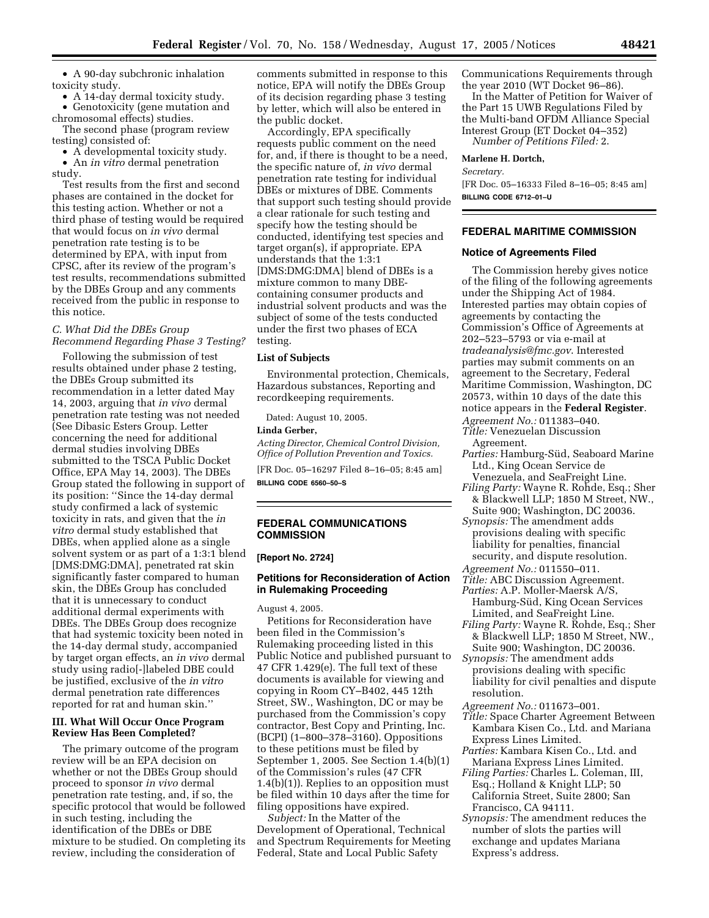- A 90-day subchronic inhalation toxicity study.
- A 14-day dermal toxicity study.
- Genotoxicity (gene mutation and chromosomal effects) studies.

The second phase (program review testing) consisted of:

- A developmental toxicity study.
- An *in vitro* dermal penetration study.

Test results from the first and second phases are contained in the docket for this testing action. Whether or not a third phase of testing would be required that would focus on *in vivo* dermal penetration rate testing is to be determined by EPA, with input from CPSC, after its review of the program's test results, recommendations submitted by the DBEs Group and any comments received from the public in response to this notice.

### *C. What Did the DBEs Group Recommend Regarding Phase 3 Testing?*

Following the submission of test results obtained under phase 2 testing, the DBEs Group submitted its recommendation in a letter dated May 14, 2003, arguing that *in vivo* dermal penetration rate testing was not needed (See Dibasic Esters Group. Letter concerning the need for additional dermal studies involving DBEs submitted to the TSCA Public Docket Office, EPA May 14, 2003). The DBEs Group stated the following in support of its position: ''Since the 14-day dermal study confirmed a lack of systemic toxicity in rats, and given that the *in vitro* dermal study established that DBEs, when applied alone as a single solvent system or as part of a 1:3:1 blend [DMS:DMG:DMA], penetrated rat skin significantly faster compared to human skin, the DBEs Group has concluded that it is unnecessary to conduct additional dermal experiments with DBEs. The DBEs Group does recognize that had systemic toxicity been noted in the 14-day dermal study, accompanied by target organ effects, an *in vivo* dermal study using radio[-]labeled DBE could be justified, exclusive of the *in vitro* dermal penetration rate differences reported for rat and human skin.''

## III. What Will Occur Once Program Review Has Been Completed?

The primary outcome of the program review will be an EPA decision on whether or not the DBEs Group should proceed to sponsor *in vivo* dermal penetration rate testing, and, if so, the specific protocol that would be followed in such testing, including the identification of the DBEs or DBE mixture to be studied. On completing its review, including the consideration of comments submitted in response to this notice, EPA will notify the DBEs Group of its decision regarding phase 3 testing by letter, which will also be entered in the public docket.

Accordingly, EPA specifically requests public comment on the need for, and, if there is thought to be a need, the specific nature of, *in vivo* dermal penetration rate testing for individual DBEs or mixtures of DBE. Comments that support such testing should provide a clear rationale for such testing and specify how the testing should be conducted, identifying test species and target organ(s), if appropriate. EPA understands that the 1:3:1 [DMS:DMG:DMA] blend of DBEs is a mixture common to many DBE-containing consumer products and industrial solvent products and was the subject of some of the tests conducted under the first two phases of ECA testing.

### List of Subjects

Environmental protection, Chemicals, Hazardous substances, Reporting and recordkeeping requirements.

Dated: August 10, 2005.

**Linda Gerber,**

*Acting Director, Chemical Control Division, Office of Pollution Prevention and Toxics.*

[FR Doc. 05–16297 Filed 8–16–05; 8:45 am]

**BILLING CODE 6560–50–S**

## FEDERAL COMMUNICATIONS COMMISSION

**[Report No. 2724]**

### Petitions for Reconsideration of Action in Rulemaking Proceeding

August 4, 2005.

Petitions for Reconsideration have been filed in the Commission's Rulemaking proceeding listed in this Public Notice and published pursuant to 47 CFR 1.429(e). The full text of these documents is available for viewing and copying in Room CY–B402, 445 12th Street, SW., Washington, DC or may be purchased from the Commission's copy contractor, Best Copy and Printing, Inc. (BCPI) (1–800–378–3160). Oppositions to these petitions must be filed by September 1, 2005. See Section 1.4(b)(1) of the Commission's rules (47 CFR 1.4(b)(1)). Replies to an opposition must be filed within 10 days after the time for filing oppositions have expired.

*Subject:* In the Matter of the Development of Operational, Technical and Spectrum Requirements for Meeting Federal, State and Local Public Safety Communications Requirements through the year 2010 (WT Docket 96–86).

In the Matter of Petition for Waiver of the Part 15 UWB Regulations Filed by the Multi-band OFDM Alliance Special Interest Group (ET Docket 04–352)

*Number of Petitions Filed:* 2.

**Marlene H. Dortch,**

*Secretary.*

[FR Doc. 05–16333 Filed 8–16–05; 8:45 am]

**BILLING CODE 6712–01–U**

## FEDERAL MARITIME COMMISSION

### Notice of Agreements Filed

The Commission hereby gives notice of the filing of the following agreements under the Shipping Act of 1984. Interested parties may obtain copies of agreements by contacting the Commission's Office of Agreements at 202–523–5793 or via e-mail at *tradeanalysis@fmc.gov*. Interested parties may submit comments on an agreement to the Secretary, Federal Maritime Commission, Washington, DC 20573, within 10 days of the date this notice appears in the **Federal Register**.

*Agreement No.:* 011383–040.
*Title:* Venezuelan Discussion Agreement.
*Parties:* Hamburg-Süd, Seaboard Marine Ltd., King Ocean Service de Venezuela, and SeaFreight Line.
*Filing Party:* Wayne R. Rohde, Esq.; Sher & Blackwell LLP; 1850 M Street, NW., Suite 900; Washington, DC 20036.
*Synopsis:* The amendment adds provisions dealing with specific liability for penalties, financial security, and dispute resolution.

*Agreement No.:* 011550–011.
*Title:* ABC Discussion Agreement.
*Parties:* A.P. Moller-Maersk A/S, Hamburg-Süd, King Ocean Services Limited, and SeaFreight Line.
*Filing Party:* Wayne R. Rohde, Esq.; Sher & Blackwell LLP; 1850 M Street, NW., Suite 900; Washington, DC 20036.
*Synopsis:* The amendment adds provisions dealing with specific liability for civil penalties and dispute resolution.

*Agreement No.:* 011673–001.
*Title:* Space Charter Agreement Between Kambara Kisen Co., Ltd. and Mariana Express Lines Limited.
*Parties:* Kambara Kisen Co., Ltd. and Mariana Express Lines Limited.
*Filing Parties:* Charles L. Coleman, III, Esq.; Holland & Knight LLP; 50 California Street, Suite 2800; San Francisco, CA 94111.
*Synopsis:* The amendment reduces the number of slots the parties will exchange and updates Mariana Express's address.